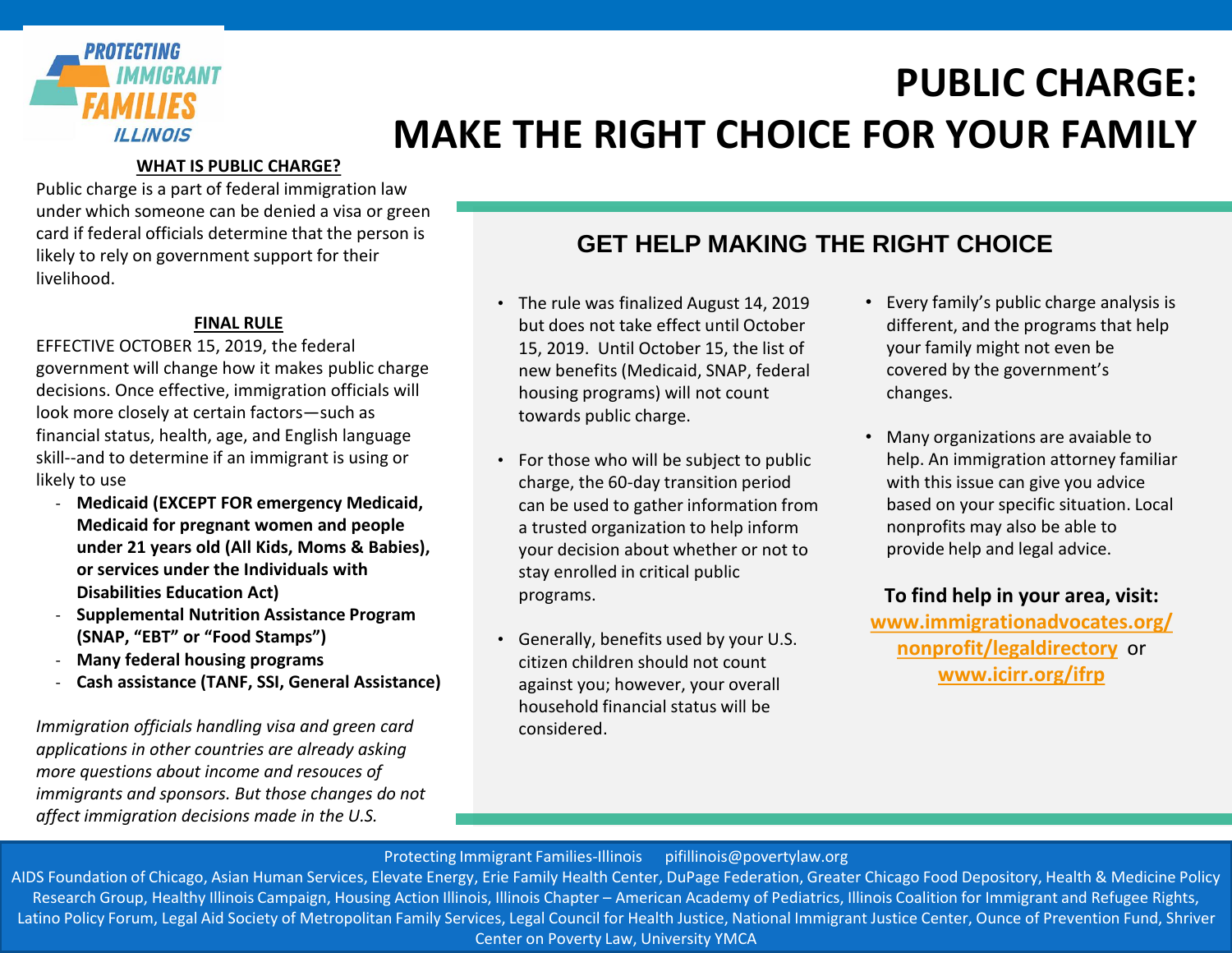PROTECTING IMMIGRANT FAMILIES ILLINOIS

# PUBLIC CHARGE: MAKE THE RIGHT CHOICE FOR YOUR FAMILY

## WHAT IS PUBLIC CHARGE?

Public charge is a part of federal immigration law under which someone can be denied a visa or green card if federal officials determine that the person is likely to rely on government support for their livelihood.

## FINAL RULE

EFFECTIVE OCTOBER 15, 2019, the federal government will change how it makes public charge decisions. Once effective, immigration officials will look more closely at certain factors—such as financial status, health, age, and English language skill--and to determine if an immigrant is using or likely to use

- **Medicaid (EXCEPT FOR emergency Medicaid, Medicaid for pregnant women and people under 21 years old (All Kids, Moms & Babies), or services under the Individuals with Disabilities Education Act)**
- **Supplemental Nutrition Assistance Program (SNAP, "EBT" or "Food Stamps")**
- **Many federal housing programs**
- **Cash assistance (TANF, SSI, General Assistance)**

*Immigration officials handling visa and green card applications in other countries are already asking more questions about income and resouces of immigrants and sponsors. But those changes do not affect immigration decisions made in the U.S.*

## GET HELP MAKING THE RIGHT CHOICE

- The rule was finalized August 14, 2019 but does not take effect until October 15, 2019. Until October 15, the list of new benefits (Medicaid, SNAP, federal housing programs) will not count towards public charge.
- For those who will be subject to public charge, the 60-day transition period can be used to gather information from a trusted organization to help inform your decision about whether or not to stay enrolled in critical public programs.
- Generally, benefits used by your U.S. citizen children should not count against you; however, your overall household financial status will be considered.
- Every family's public charge analysis is different, and the programs that help your family might not even be covered by the government's changes.
- Many organizations are avaiable to help. An immigration attorney familiar with this issue can give you advice based on your specific situation. Local nonprofits may also be able to provide help and legal advice.

**To find help in your area, visit:**
**www.immigrationadvocates.org/nonprofit/legaldirectory** or **www.icirr.org/ifrp**

Protecting Immigrant Families-Illinois pifillinois@povertylaw.org

AIDS Foundation of Chicago, Asian Human Services, Elevate Energy, Erie Family Health Center, DuPage Federation, Greater Chicago Food Depository, Health & Medicine Policy Research Group, Healthy Illinois Campaign, Housing Action Illinois, Illinois Chapter – American Academy of Pediatrics, Illinois Coalition for Immigrant and Refugee Rights, Latino Policy Forum, Legal Aid Society of Metropolitan Family Services, Legal Council for Health Justice, National Immigrant Justice Center, Ounce of Prevention Fund, Shriver Center on Poverty Law, University YMCA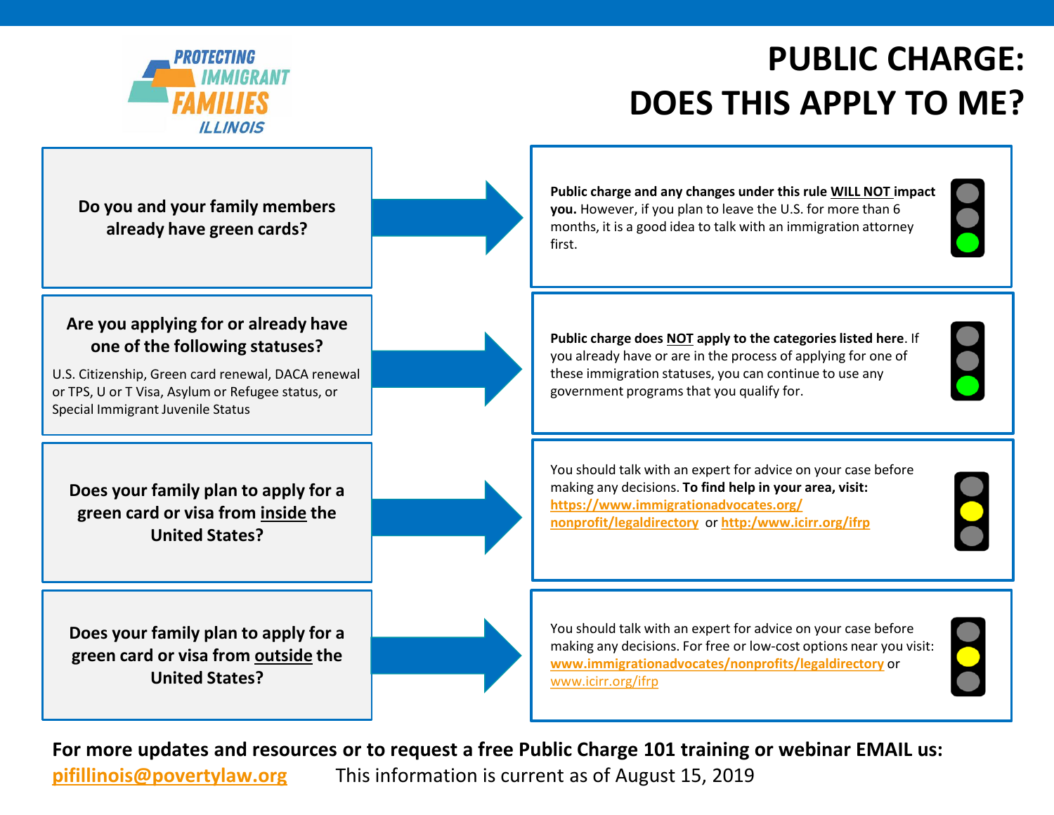# PUBLIC CHARGE: DOES THIS APPLY TO ME?

PROTECTING IMMIGRANT FAMILIES ILLINOIS

**Do you and your family members already have green cards?**

**Public charge and any changes under this rule WILL NOT impact you.** However, if you plan to leave the U.S. for more than 6 months, it is a good idea to talk with an immigration attorney first.

**Are you applying for or already have one of the following statuses?**

U.S. Citizenship, Green card renewal, DACA renewal or TPS, U or T Visa, Asylum or Refugee status, or Special Immigrant Juvenile Status

**Public charge does NOT apply to the categories listed here**. If you already have or are in the process of applying for one of these immigration statuses, you can continue to use any government programs that you qualify for.

**Does your family plan to apply for a green card or visa from inside the United States?**

You should talk with an expert for advice on your case before making any decisions. **To find help in your area, visit: https://www.immigrationadvocates.org/nonprofit/legaldirectory** or **http:/www.icirr.org/ifrp**

**Does your family plan to apply for a green card or visa from outside the United States?**

You should talk with an expert for advice on your case before making any decisions. For free or low-cost options near you visit: **www.immigrationadvocates/nonprofits/legaldirectory** or www.icirr.org/ifrp

**For more updates and resources or to request a free Public Charge 101 training or webinar EMAIL us: pifillinois@povertylaw.org**

This information is current as of August 15, 2019